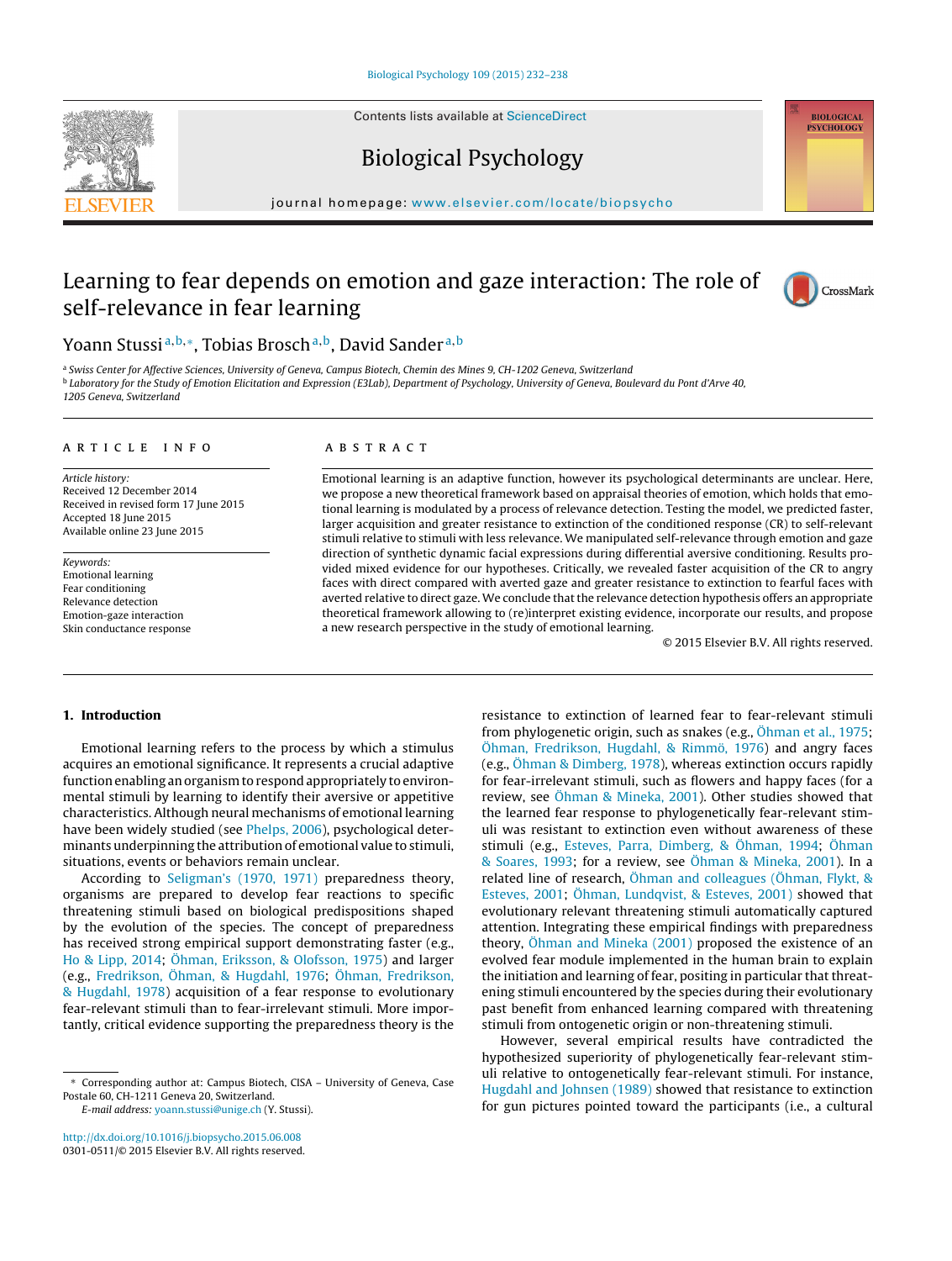# Learning to fear depends on emotion and gaze interaction: The role of self-relevance in fear learning

Yoann Stussi[a,b,*], Tobias Brosch[a,b], David Sander[a,b]

[a] Swiss Center for Affective Sciences, University of Geneva, Campus Biotech, Chemin des Mines 9, CH-1202 Geneva, Switzerland

[b] Laboratory for the Study of Emotion Elicitation and Expression (E3Lab), Department of Psychology, University of Geneva, Boulevard du Pont d'Arve 40, 1205 Geneva, Switzerland

## ARTICLE INFO

*Article history:*
Received 12 December 2014
Received in revised form 17 June 2015
Accepted 18 June 2015
Available online 23 June 2015

*Keywords:*
Emotional learning
Fear conditioning
Relevance detection
Emotion-gaze interaction
Skin conductance response

## ABSTRACT

Emotional learning is an adaptive function, however its psychological determinants are unclear. Here, we propose a new theoretical framework based on appraisal theories of emotion, which holds that emotional learning is modulated by a process of relevance detection. Testing the model, we predicted faster, larger acquisition and greater resistance to extinction of the conditioned response (CR) to self-relevant stimuli relative to stimuli with less relevance. We manipulated self-relevance through emotion and gaze direction of synthetic dynamic facial expressions during differential aversive conditioning. Results provided mixed evidence for our hypotheses. Critically, we revealed faster acquisition of the CR to angry faces with direct compared with averted gaze and greater resistance to extinction to fearful faces with averted relative to direct gaze. We conclude that the relevance detection hypothesis offers an appropriate theoretical framework allowing to (re)interpret existing evidence, incorporate our results, and propose a new research perspective in the study of emotional learning.

© 2015 Elsevier B.V. All rights reserved.

## 1. Introduction

Emotional learning refers to the process by which a stimulus acquires an emotional significance. It represents a crucial adaptive function enabling an organism to respond appropriately to environmental stimuli by learning to identify their aversive or appetitive characteristics. Although neural mechanisms of emotional learning have been widely studied (see Phelps, 2006), psychological determinants underpinning the attribution of emotional value to stimuli, situations, events or behaviors remain unclear.

According to Seligman's (1970, 1971) preparedness theory, organisms are prepared to develop fear reactions to specific threatening stimuli based on biological predispositions shaped by the evolution of the species. The concept of preparedness has received strong empirical support demonstrating faster (e.g., Ho & Lipp, 2014; Öhman, Eriksson, & Olofsson, 1975) and larger (e.g., Fredrikson, Öhman, & Hugdahl, 1976; Öhman, Fredrikson, & Hugdahl, 1978) acquisition of a fear response to evolutionary fear-relevant stimuli than to fear-irrelevant stimuli. More importantly, critical evidence supporting the preparedness theory is the resistance to extinction of learned fear to fear-relevant stimuli from phylogenetic origin, such as snakes (e.g., Öhman et al., 1975; Öhman, Fredrikson, Hugdahl, & Rimmö, 1976) and angry faces (e.g., Öhman & Dimberg, 1978), whereas extinction occurs rapidly for fear-irrelevant stimuli, such as flowers and happy faces (for a review, see Öhman & Mineka, 2001). Other studies showed that the learned fear response to phylogenetically fear-relevant stimuli was resistant to extinction even without awareness of these stimuli (e.g., Esteves, Parra, Dimberg, & Öhman, 1994; Öhman & Soares, 1993; for a review, see Öhman & Mineka, 2001). In a related line of research, Öhman and colleagues (Öhman, Flykt, & Esteves, 2001; Öhman, Lundqvist, & Esteves, 2001) showed that evolutionary relevant threatening stimuli automatically captured attention. Integrating these empirical findings with preparedness theory, Öhman and Mineka (2001) proposed the existence of an evolved fear module implemented in the human brain to explain the initiation and learning of fear, positing in particular that threatening stimuli encountered by the species during their evolutionary past benefit from enhanced learning compared with threatening stimuli from ontogenetic origin or non-threatening stimuli.

However, several empirical results have contradicted the hypothesized superiority of phylogenetically fear-relevant stimuli relative to ontogenetically fear-relevant stimuli. For instance, Hugdahl and Johnsen (1989) showed that resistance to extinction for gun pictures pointed toward the participants (i.e., a cultural

* Corresponding author at: Campus Biotech, CISA – University of Geneva, Case Postale 60, CH-1211 Geneva 20, Switzerland.
*E-mail address:* yoann.stussi@unige.ch (Y. Stussi).

http://dx.doi.org/10.1016/j.biopsycho.2015.06.008
0301-0511/© 2015 Elsevier B.V. All rights reserved.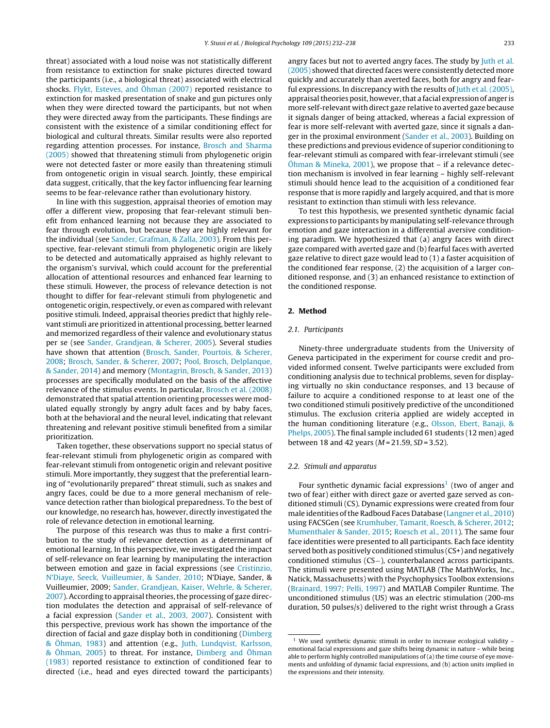threat) associated with a loud noise was not statistically different from resistance to extinction for snake pictures directed toward the participants (i.e., a biological threat) associated with electrical shocks. Flykt, Esteves, and Öhman (2007) reported resistance to extinction for masked presentation of snake and gun pictures only when they were directed toward the participants, but not when they were directed away from the participants. These findings are consistent with the existence of a similar conditioning effect for biological and cultural threats. Similar results were also reported regarding attention processes. For instance, Brosch and Sharma (2005) showed that threatening stimuli from phylogenetic origin were not detected faster or more easily than threatening stimuli from ontogenetic origin in visual search. Jointly, these empirical data suggest, critically, that the key factor influencing fear learning seems to be fear-relevance rather than evolutionary history.

In line with this suggestion, appraisal theories of emotion may offer a different view, proposing that fear-relevant stimuli benefit from enhanced learning not because they are associated to fear through evolution, but because they are highly relevant for the individual (see Sander, Grafman, & Zalla, 2003). From this perspective, fear-relevant stimuli from phylogenetic origin are likely to be detected and automatically appraised as highly relevant to the organism's survival, which could account for the preferential allocation of attentional resources and enhanced fear learning to these stimuli. However, the process of relevance detection is not thought to differ for fear-relevant stimuli from phylogenetic and ontogenetic origin, respectively, or even as compared with relevant positive stimuli. Indeed, appraisal theories predict that highly relevant stimuli are prioritized in attentional processing, better learned and memorized regardless of their valence and evolutionary status per se (see Sander, Grandjean, & Scherer, 2005). Several studies have shown that attention (Brosch, Sander, Pourtois, & Scherer, 2008; Brosch, Sander, & Scherer, 2007; Pool, Brosch, Delplanque, & Sander, 2014) and memory (Montagrin, Brosch, & Sander, 2013) processes are specifically modulated on the basis of the affective relevance of the stimulus events. In particular, Brosch et al. (2008) demonstrated that spatial attention orienting processes were modulated equally strongly by angry adult faces and by baby faces, both at the behavioral and the neural level, indicating that relevant threatening and relevant positive stimuli benefited from a similar prioritization.

Taken together, these observations support no special status of fear-relevant stimuli from phylogenetic origin as compared with fear-relevant stimuli from ontogenetic origin and relevant positive stimuli. More importantly, they suggest that the preferential learning of "evolutionarily prepared" threat stimuli, such as snakes and angry faces, could be due to a more general mechanism of relevance detection rather than biological preparedness. To the best of our knowledge, no research has, however, directly investigated the role of relevance detection in emotional learning.

The purpose of this research was thus to make a first contribution to the study of relevance detection as a determinant of emotional learning. In this perspective, we investigated the impact of self-relevance on fear learning by manipulating the interaction between emotion and gaze in facial expressions (see Cristinzio, N'Diaye, Seeck, Vuilleumier, & Sander, 2010; N'Diaye, Sander, & Vuilleumier, 2009; Sander, Grandjean, Kaiser, Wehrle, & Scherer, 2007). According to appraisal theories, the processing of gaze direction modulates the detection and appraisal of self-relevance of a facial expression (Sander et al., 2003, 2007). Consistent with this perspective, previous work has shown the importance of the direction of facial and gaze display both in conditioning (Dimberg & Öhman, 1983) and attention (e.g., Juth, Lundqvist, Karlsson, & Öhman, 2005) to threat. For instance, Dimberg and Öhman (1983) reported resistance to extinction of conditioned fear to directed (i.e., head and eyes directed toward the participants) angry faces but not to averted angry faces. The study by Juth et al. (2005) showed that directed faces were consistently detected more quickly and accurately than averted faces, both for angry and fearful expressions. In discrepancy with the results of Juth et al. (2005), appraisal theories posit, however, that a facial expression of anger is more self-relevant with direct gaze relative to averted gaze because it signals danger of being attacked, whereas a facial expression of fear is more self-relevant with averted gaze, since it signals a danger in the proximal environment (Sander et al., 2003). Building on these predictions and previous evidence of superior conditioning to fear-relevant stimuli as compared with fear-irrelevant stimuli (see Öhman & Mineka, 2001), we propose that – if a relevance detection mechanism is involved in fear learning – highly self-relevant stimuli should hence lead to the acquisition of a conditioned fear response that is more rapidly and largely acquired, and that is more resistant to extinction than stimuli with less relevance.

To test this hypothesis, we presented synthetic dynamic facial expressions to participants by manipulating self-relevance through emotion and gaze interaction in a differential aversive conditioning paradigm. We hypothesized that (a) angry faces with direct gaze compared with averted gaze and (b) fearful faces with averted gaze relative to direct gaze would lead to (1) a faster acquisition of the conditioned fear response, (2) the acquisition of a larger conditioned response, and (3) an enhanced resistance to extinction of the conditioned response.

## 2. Method

### 2.1. Participants

Ninety-three undergraduate students from the University of Geneva participated in the experiment for course credit and provided informed consent. Twelve participants were excluded from conditioning analysis due to technical problems, seven for displaying virtually no skin conductance responses, and 13 because of failure to acquire a conditioned response to at least one of the two conditioned stimuli positively predictive of the unconditioned stimulus. The exclusion criteria applied are widely accepted in the human conditioning literature (e.g., Olsson, Ebert, Banaji, & Phelps, 2005). The final sample included 61 students (12 men) aged between 18 and 42 years ($M = 21.59$, $SD = 3.52$).

### 2.2. Stimuli and apparatus

Four synthetic dynamic facial expressions[1] (two of anger and two of fear) either with direct gaze or averted gaze served as conditioned stimuli (CS). Dynamic expressions were created from four male identities of the Radboud Faces Database (Langner et al., 2010) using FACSGen (see Krumhuber, Tamarit, Roesch, & Scherer, 2012; Mumenthaler & Sander, 2015; Roesch et al., 2011). The same four face identities were presented to all participants. Each face identity served both as positively conditioned stimulus (CS+) and negatively conditioned stimulus (CS−), counterbalanced across participants. The stimuli were presented using MATLAB (The MathWorks, Inc., Natick, Massachusetts) with the Psychophysics Toolbox extensions (Brainard, 1997; Pelli, 1997) and MATLAB Compiler Runtime. The unconditioned stimulus (US) was an electric stimulation (200-ms duration, 50 pulses/s) delivered to the right wrist through a Grass

[1] We used synthetic dynamic stimuli in order to increase ecological validity – emotional facial expressions and gaze shifts being dynamic in nature – while being able to perform highly controlled manipulations of (a) the time course of eye movements and unfolding of dynamic facial expressions, and (b) action units implied in the expressions and their intensity.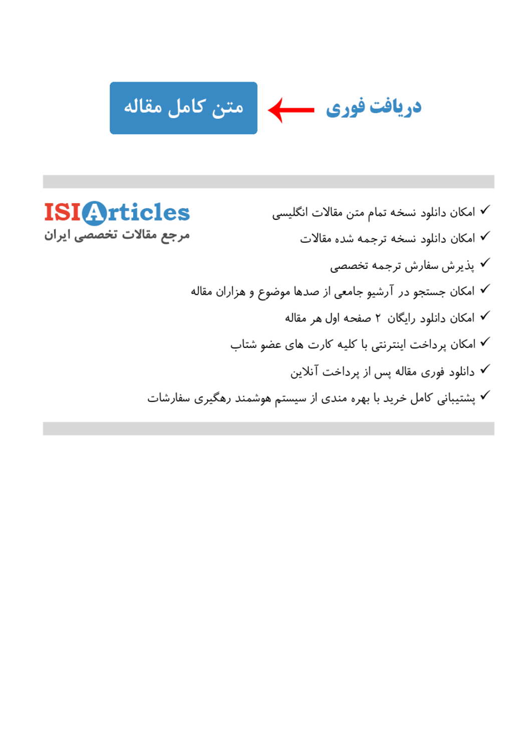دریافت فوری ← متن کامل مقاله

**ISIArticles**
مرجع مقالات تخصصی ایران

- ✓ امکان دانلود نسخه تمام متن مقالات انگلیسی
- ✓ امکان دانلود نسخه ترجمه شده مقالات
- ✓ پذیرش سفارش ترجمه تخصصی
- ✓ امکان جستجو در آرشیو جامعی از صدها موضوع و هزاران مقاله
- ✓ امکان دانلود رایگان ۲ صفحه اول هر مقاله
- ✓ امکان پرداخت اینترنتی با کلیه کارت های عضو شتاب
- ✓ دانلود فوری مقاله پس از پرداخت آنلاین
- ✓ پشتیبانی کامل خرید با بهره مندی از سیستم هوشمند رهگیری سفارشات